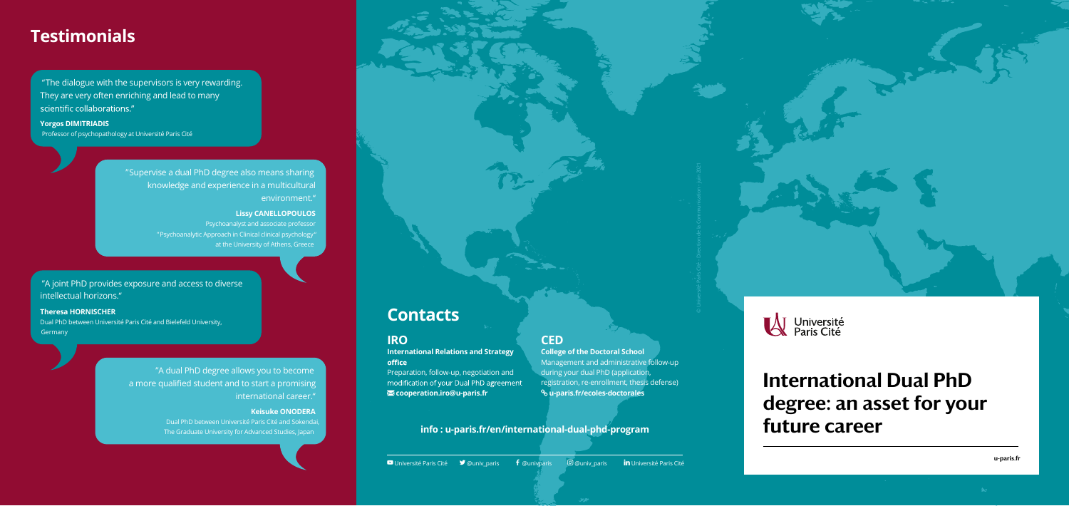## Testimonials

"The dialogue with the supervisors is very rewarding. They are very often enriching and lead to many scientific collaborations."

**Yorgos DIMITRIADIS**
Professor of psychopathology at Université Paris Cité

"Supervise a dual PhD degree also means sharing knowledge and experience in a multicultural environment."

**Lissy CANELLOPOULOS**
Psychoanalyst and associate professor "Psychoanalytic Approach in Clinical clinical psychology" at the University of Athens, Greece

"A joint PhD provides exposure and access to diverse intellectual horizons."

**Theresa HORNISCHER**
Dual PhD between Université Paris Cité and Bielefeld University, Germany

"A dual PhD degree allows you to become a more qualified student and to start a promising international career."

**Keisuke ONODERA**
Dual PhD between Université Paris Cité and Sokendai, The Graduate University for Advanced Studies, Japan

## Contacts

### IRO

**International Relations and Strategy office**

Preparation, follow-up, negotiation and modification of your Dual PhD agreement

**cooperation.iro@u-paris.fr**

### CED

**College of the Doctoral School**

Management and administrative follow-up during your dual PhD (application, registration, re-enrollment, thesis defense)

**u-paris.fr/ecoles-doctorales**

**info : u-paris.fr/en/international-dual-phd-program**

Université Paris Cité @univ_paris @univparis @univ_paris Université Paris Cité

© Université Paris Cité - Direction de la Communication - Juin 2021

Université Paris Cité

# International Dual PhD degree: an asset for your future career

**u-paris.fr**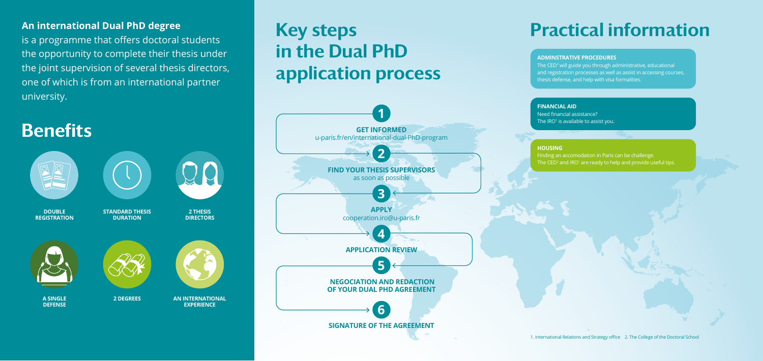**An international Dual PhD degree** is a programme that offers doctoral students the opportunity to complete their thesis under the joint supervision of several thesis directors, one of which is from an international partner university.

# Benefits

- **DOUBLE REGISTRATION**
- **STANDARD THESIS DURATION**
- **2 THESIS DIRECTORS**
- **A SINGLE DEFENSE**
- **2 DEGREES**
- **AN INTERNATIONAL EXPERIENCE**

# Key steps in the Dual PhD application process

1. **GET INFORMED**
   u-paris.fr/en/international-dual-PhD-program
2. **FIND YOUR THESIS SUPERVISORS**
   as soon as possible
3. **APPLY**
   cooperation.iro@u-paris.fr
4. **APPLICATION REVIEW**
5. **NEGOCIATION AND REDACTION OF YOUR DUAL PHD AGREEMENT**
6. **SIGNATURE OF THE AGREEMENT**

# Practical information

**ADMINSTRATIVE PROCEDURES**

The CED[2] will guide you through administrative, educational and registration processes as well as assist in accessing courses, thesis defense, and help with visa formalities.

**FINANCIAL AID**

Need financial assistance?
The IRO[1] is available to assist you.

**HOUSING**

Finding an accomodation in Paris can be challenge.
The CED[2] and IRO[1] are ready to help and provide useful tips.

1. International Relations and Strategy office 2. The College of the Doctoral School